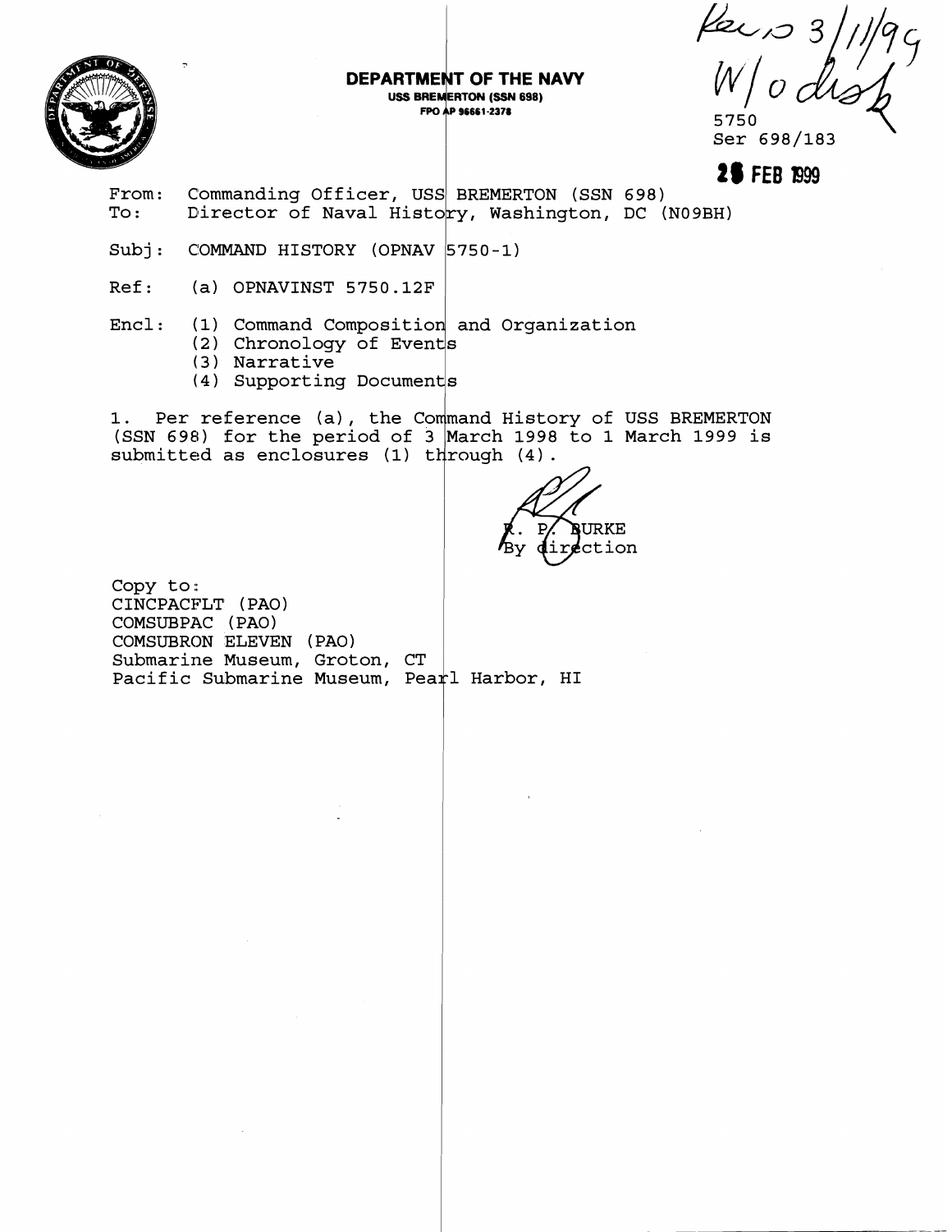# DEPARTMENT OF THE NAVY

USS BREMERTON (SSN 698)
FPO AP 96661-2378

Rec'd 3/11/99
W/o disk

5750
Ser 698/183

**25 FEB 1999**

From: Commanding Officer, USS BREMERTON (SSN 698)
To: Director of Naval History, Washington, DC (N09BH)

Subj: COMMAND HISTORY (OPNAV 5750-1)

Ref: (a) OPNAVINST 5750.12F

Encl: (1) Command Composition and Organization
(2) Chronology of Events
(3) Narrative
(4) Supporting Documents

1. Per reference (a), the Command History of USS BREMERTON (SSN 698) for the period of 3 March 1998 to 1 March 1999 is submitted as enclosures (1) through (4).

R. P. BURKE
By direction

Copy to:
CINCPACFLT (PAO)
COMSUBPAC (PAO)
COMSUBRON ELEVEN (PAO)
Submarine Museum, Groton, CT
Pacific Submarine Museum, Pearl Harbor, HI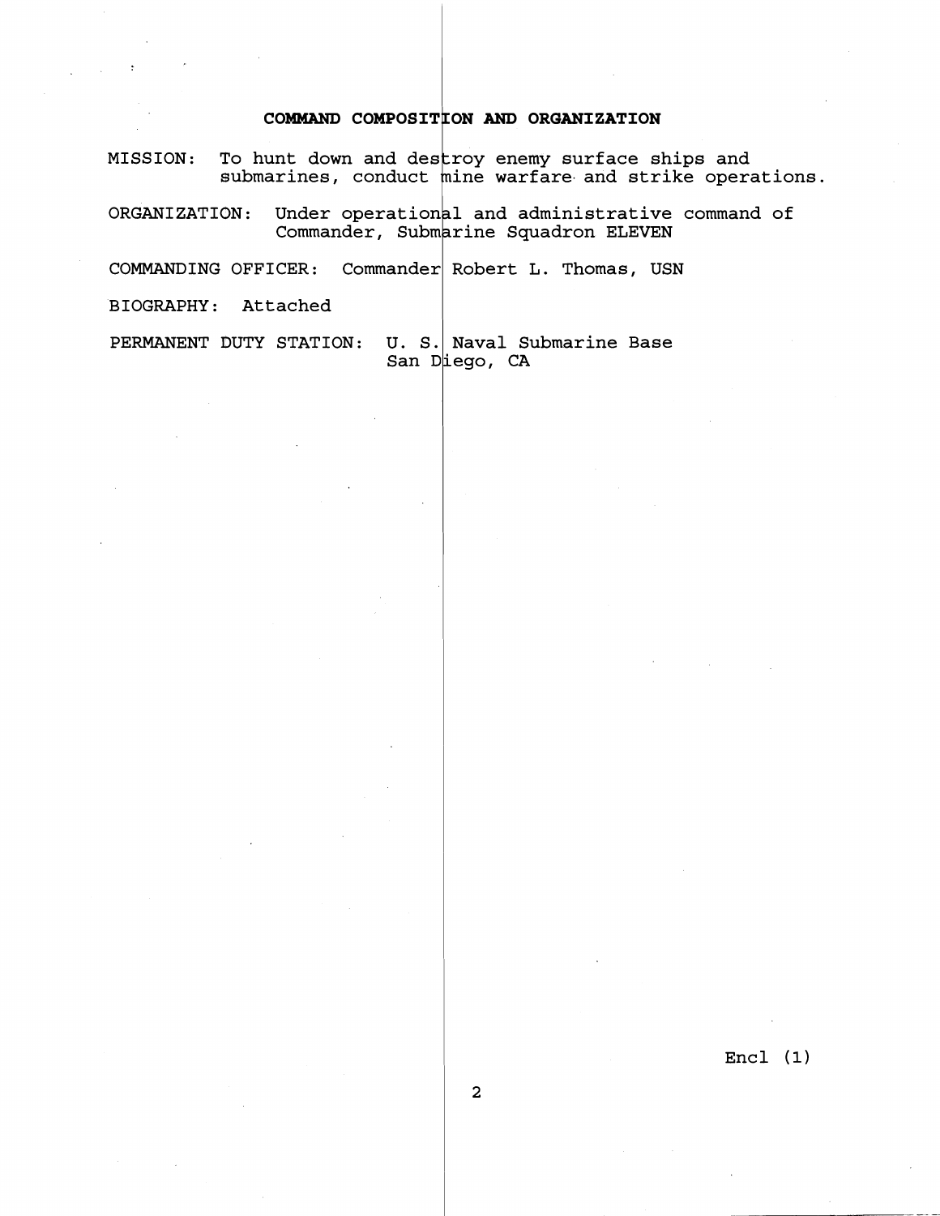## COMMAND COMPOSITION AND ORGANIZATION

MISSION: To hunt down and destroy enemy surface ships and submarines, conduct mine warfare and strike operations.

ORGANIZATION: Under operational and administrative command of Commander, Submarine Squadron ELEVEN

COMMANDING OFFICER: Commander Robert L. Thomas, USN

BIOGRAPHY: Attached

PERMANENT DUTY STATION: U. S. Naval Submarine Base
San Diego, CA

Encl (1)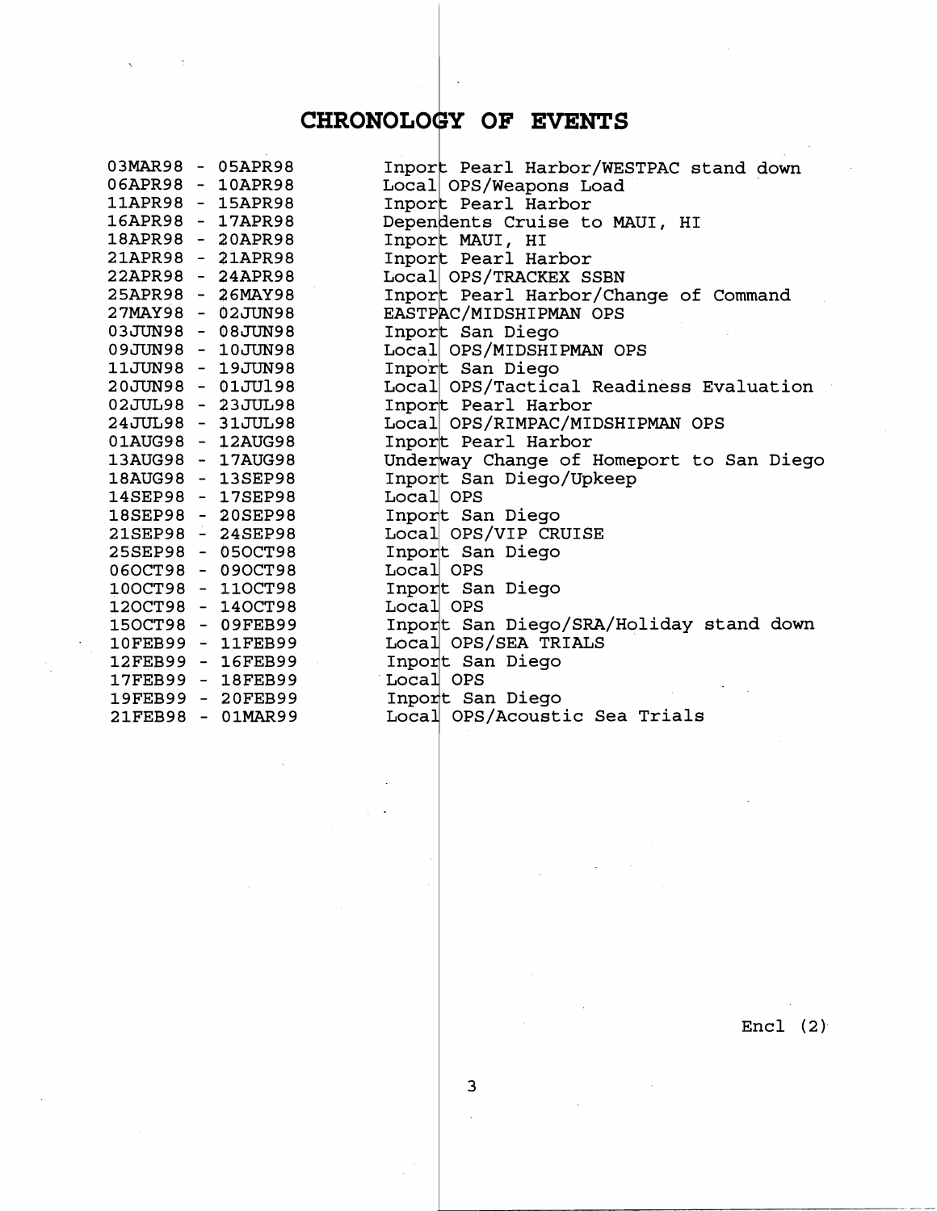# CHRONOLOGY OF EVENTS

| | |
|---|---|
| 03MAR98 - 05APR98 | Inport Pearl Harbor/WESTPAC stand down |
| 06APR98 - 10APR98 | Local OPS/Weapons Load |
| 11APR98 - 15APR98 | Inport Pearl Harbor |
| 16APR98 - 17APR98 | Dependents Cruise to MAUI, HI |
| 18APR98 - 20APR98 | Inport MAUI, HI |
| 21APR98 - 21APR98 | Inport Pearl Harbor |
| 22APR98 - 24APR98 | Local OPS/TRACKEX SSBN |
| 25APR98 - 26MAY98 | Inport Pearl Harbor/Change of Command |
| 27MAY98 - 02JUN98 | EASTPAC/MIDSHIPMAN OPS |
| 03JUN98 - 08JUN98 | Inport San Diego |
| 09JUN98 - 10JUN98 | Local OPS/MIDSHIPMAN OPS |
| 11JUN98 - 19JUN98 | Inport San Diego |
| 20JUN98 - 01JU198 | Local OPS/Tactical Readiness Evaluation |
| 02JUL98 - 23JUL98 | Inport Pearl Harbor |
| 24JUL98 - 31JUL98 | Local OPS/RIMPAC/MIDSHIPMAN OPS |
| 01AUG98 - 12AUG98 | Inport Pearl Harbor |
| 13AUG98 - 17AUG98 | Underway Change of Homeport to San Diego |
| 18AUG98 - 13SEP98 | Inport San Diego/Upkeep |
| 14SEP98 - 17SEP98 | Local OPS |
| 18SEP98 - 20SEP98 | Inport San Diego |
| 21SEP98 - 24SEP98 | Local OPS/VIP CRUISE |
| 25SEP98 - 05OCT98 | Inport San Diego |
| 06OCT98 - 09OCT98 | Local OPS |
| 10OCT98 - 11OCT98 | Inport San Diego |
| 12OCT98 - 14OCT98 | Local OPS |
| 15OCT98 - 09FEB99 | Inport San Diego/SRA/Holiday stand down |
| 10FEB99 - 11FEB99 | Local OPS/SEA TRIALS |
| 12FEB99 - 16FEB99 | Inport San Diego |
| 17FEB99 - 18FEB99 | Local OPS |
| 19FEB99 - 20FEB99 | Inport San Diego |
| 21FEB98 - 01MAR99 | Local OPS/Acoustic Sea Trials |

Encl (2)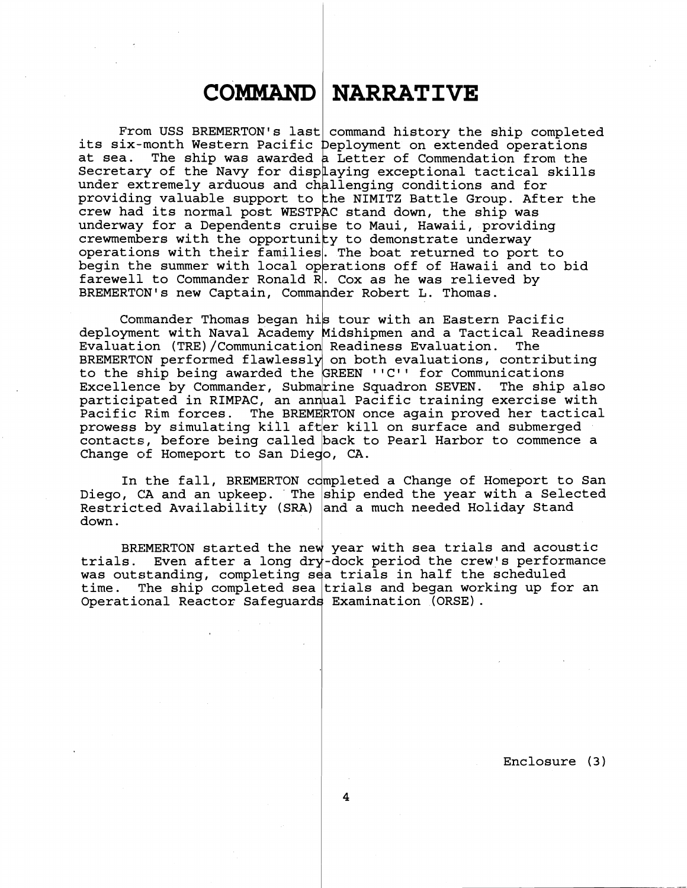# COMMAND NARRATIVE

From USS BREMERTON's last command history the ship completed its six-month Western Pacific Deployment on extended operations at sea. The ship was awarded a Letter of Commendation from the Secretary of the Navy for displaying exceptional tactical skills under extremely arduous and challenging conditions and for providing valuable support to the NIMITZ Battle Group. After the crew had its normal post WESTPAC stand down, the ship was underway for a Dependents cruise to Maui, Hawaii, providing crewmembers with the opportunity to demonstrate underway operations with their families. The boat returned to port to begin the summer with local operations off of Hawaii and to bid farewell to Commander Ronald R. Cox as he was relieved by BREMERTON's new Captain, Commander Robert L. Thomas.

Commander Thomas began his tour with an Eastern Pacific deployment with Naval Academy Midshipmen and a Tactical Readiness Evaluation (TRE)/Communication Readiness Evaluation. The BREMERTON performed flawlessly on both evaluations, contributing to the ship being awarded the GREEN ''C'' for Communications Excellence by Commander, Submarine Squadron SEVEN. The ship also participated in RIMPAC, an annual Pacific training exercise with Pacific Rim forces. The BREMERTON once again proved her tactical prowess by simulating kill after kill on surface and submerged contacts, before being called back to Pearl Harbor to commence a Change of Homeport to San Diego, CA.

In the fall, BREMERTON completed a Change of Homeport to San Diego, CA and an upkeep. The ship ended the year with a Selected Restricted Availability (SRA) and a much needed Holiday Stand down.

BREMERTON started the new year with sea trials and acoustic trials. Even after a long dry-dock period the crew's performance was outstanding, completing sea trials in half the scheduled time. The ship completed sea trials and began working up for an Operational Reactor Safeguards Examination (ORSE).

Enclosure (3)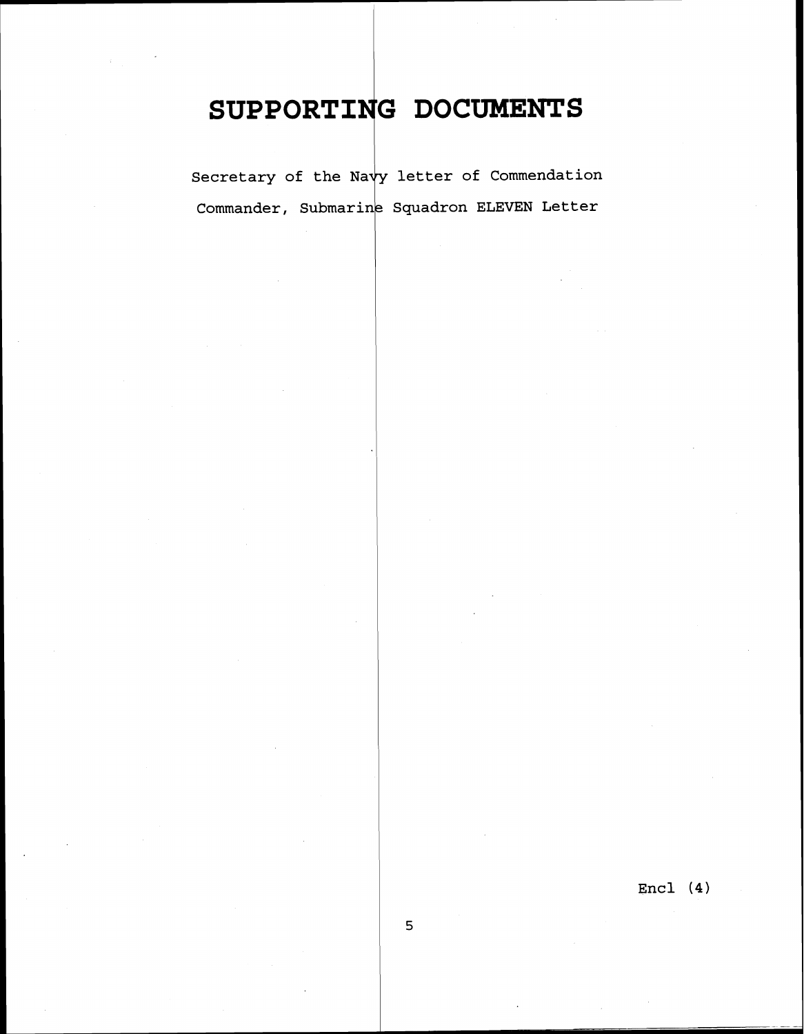# SUPPORTING DOCUMENTS

Secretary of the Navy letter of Commendation

Commander, Submarine Squadron ELEVEN Letter

Encl (4)